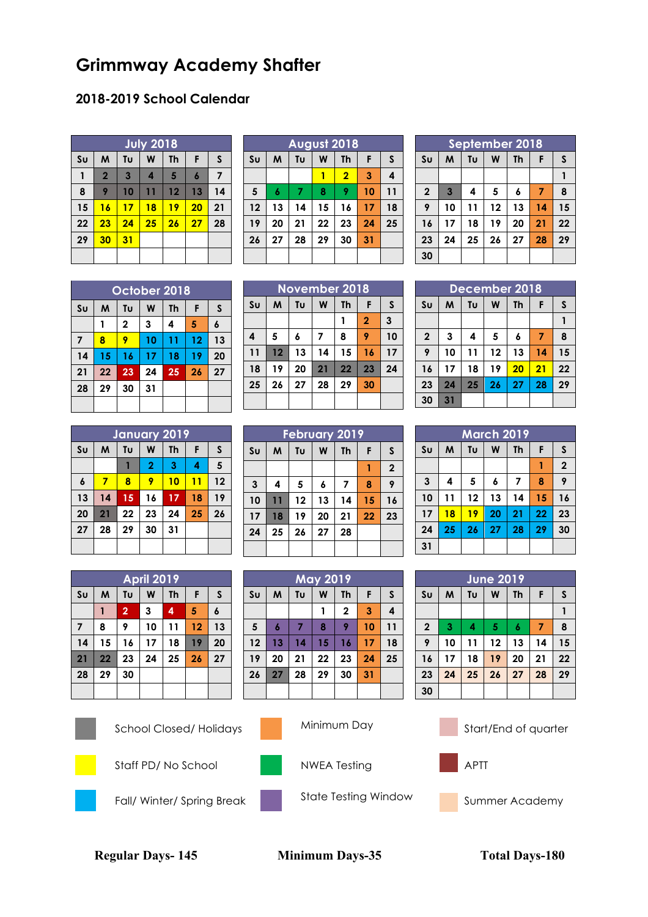# Grimmway Academy Shafter

## 2018-2019 School Calendar

**July 2018**

| Su | M | Tu | W | Th | F | S |
|---|---|---|---|---|---|---|
| 1 | 2 | 3 | 4 | 5 | 6 | 7 |
| 8 | 9 | 10 | 11 | 12 | 13 | 14 |
| 15 | 16 | 17 | 18 | 19 | 20 | 21 |
| 22 | 23 | 24 | 25 | 26 | 27 | 28 |
| 29 | 30 | 31 | | | | |

**August 2018**

| Su | M | Tu | W | Th | F | S |
|---|---|---|---|---|---|---|
| | | | 1 | 2 | 3 | 4 |
| 5 | 6 | 7 | 8 | 9 | 10 | 11 |
| 12 | 13 | 14 | 15 | 16 | 17 | 18 |
| 19 | 20 | 21 | 22 | 23 | 24 | 25 |
| 26 | 27 | 28 | 29 | 30 | 31 | |

**September 2018**

| Su | M | Tu | W | Th | F | S |
|---|---|---|---|---|---|---|
| | | | | | | 1 |
| 2 | 3 | 4 | 5 | 6 | 7 | 8 |
| 9 | 10 | 11 | 12 | 13 | 14 | 15 |
| 16 | 17 | 18 | 19 | 20 | 21 | 22 |
| 23 | 24 | 25 | 26 | 27 | 28 | 29 |
| 30 | | | | | | |

**October 2018**

| Su | M | Tu | W | Th | F | S |
|---|---|---|---|---|---|---|
| | 1 | 2 | 3 | 4 | 5 | 6 |
| 7 | 8 | 9 | 10 | 11 | 12 | 13 |
| 14 | 15 | 16 | 17 | 18 | 19 | 20 |
| 21 | 22 | 23 | 24 | 25 | 26 | 27 |
| 28 | 29 | 30 | 31 | | | |

**November 2018**

| Su | M | Tu | W | Th | F | S |
|---|---|---|---|---|---|---|
| | | | | 1 | 2 | 3 |
| 4 | 5 | 6 | 7 | 8 | 9 | 10 |
| 11 | 12 | 13 | 14 | 15 | 16 | 17 |
| 18 | 19 | 20 | 21 | 22 | 23 | 24 |
| 25 | 26 | 27 | 28 | 29 | 30 | |

**December 2018**

| Su | M | Tu | W | Th | F | S |
|---|---|---|---|---|---|---|
| | | | | | | 1 |
| 2 | 3 | 4 | 5 | 6 | 7 | 8 |
| 9 | 10 | 11 | 12 | 13 | 14 | 15 |
| 16 | 17 | 18 | 19 | 20 | 21 | 22 |
| 23 | 24 | 25 | 26 | 27 | 28 | 29 |
| 30 | 31 | | | | | |

**January 2019**

| Su | M | Tu | W | Th | F | S |
|---|---|---|---|---|---|---|
| | | 1 | 2 | 3 | 4 | 5 |
| 6 | 7 | 8 | 9 | 10 | 11 | 12 |
| 13 | 14 | 15 | 16 | 17 | 18 | 19 |
| 20 | 21 | 22 | 23 | 24 | 25 | 26 |
| 27 | 28 | 29 | 30 | 31 | | |

**February 2019**

| Su | M | Tu | W | Th | F | S |
|---|---|---|---|---|---|---|
| | | | | | 1 | 2 |
| 3 | 4 | 5 | 6 | 7 | 8 | 9 |
| 10 | 11 | 12 | 13 | 14 | 15 | 16 |
| 17 | 18 | 19 | 20 | 21 | 22 | 23 |
| 24 | 25 | 26 | 27 | 28 | | |

**March 2019**

| Su | M | Tu | W | Th | F | S |
|---|---|---|---|---|---|---|
| | | | | | 1 | 2 |
| 3 | 4 | 5 | 6 | 7 | 8 | 9 |
| 10 | 11 | 12 | 13 | 14 | 15 | 16 |
| 17 | 18 | 19 | 20 | 21 | 22 | 23 |
| 24 | 25 | 26 | 27 | 28 | 29 | 30 |
| 31 | | | | | | |

**April 2019**

| Su | M | Tu | W | Th | F | S |
|---|---|---|---|---|---|---|
| | 1 | 2 | 3 | 4 | 5 | 6 |
| 7 | 8 | 9 | 10 | 11 | 12 | 13 |
| 14 | 15 | 16 | 17 | 18 | 19 | 20 |
| 21 | 22 | 23 | 24 | 25 | 26 | 27 |
| 28 | 29 | 30 | | | | |

**May 2019**

| Su | M | Tu | W | Th | F | S |
|---|---|---|---|---|---|---|
| | | | 1 | 2 | 3 | 4 |
| 5 | 6 | 7 | 8 | 9 | 10 | 11 |
| 12 | 13 | 14 | 15 | 16 | 17 | 18 |
| 19 | 20 | 21 | 22 | 23 | 24 | 25 |
| 26 | 27 | 28 | 29 | 30 | 31 | |

**June 2019**

| Su | M | Tu | W | Th | F | S |
|---|---|---|---|---|---|---|
| | | | | | | 1 |
| 2 | 3 | 4 | 5 | 6 | 7 | 8 |
| 9 | 10 | 11 | 12 | 13 | 14 | 15 |
| 16 | 17 | 18 | 19 | 20 | 21 | 22 |
| 23 | 24 | 25 | 26 | 27 | 28 | 29 |
| 30 | | | | | | |

School Closed/ Holidays

Staff PD/ No School

Fall/ Winter/ Spring Break

Minimum Day

NWEA Testing

State Testing Window

Start/End of quarter

APTT

Summer Academy

**Regular Days- 145** **Minimum Days-35** **Total Days-180**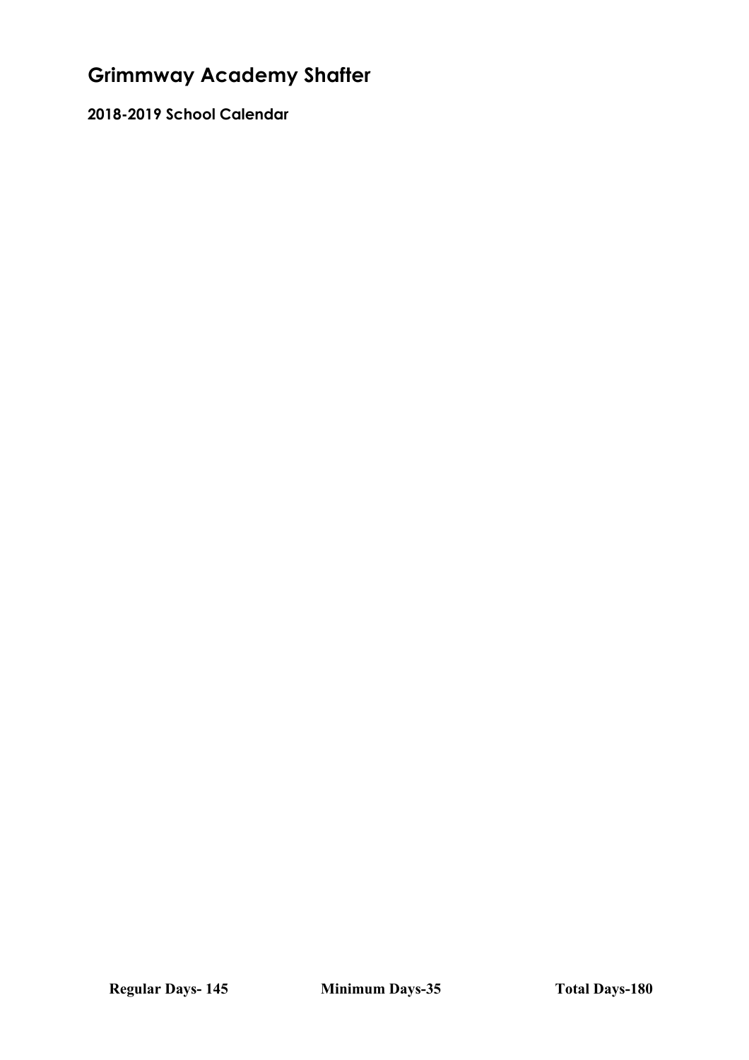# Grimmway Academy Shafter

**2018-2019 School Calendar**

**Regular Days- 145** **Minimum Days-35** **Total Days-180**